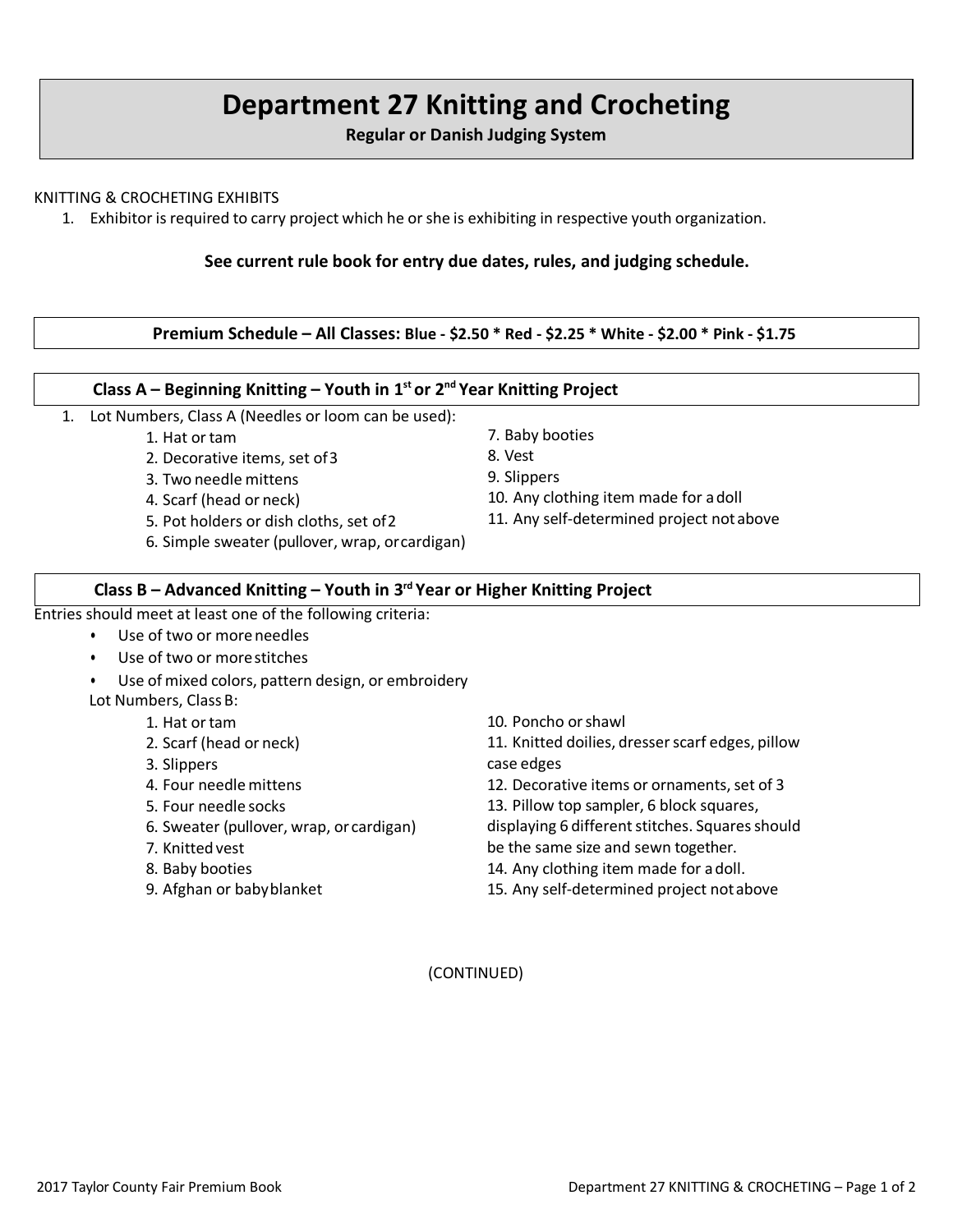# Department 27 Knitting and Crocheting

**Regular or Danish Judging System**

KNITTING & CROCHETING EXHIBITS

1. Exhibitor is required to carry project which he or she is exhibiting in respective youth organization.

**See current rule book for entry due dates, rules, and judging schedule.**

**Premium Schedule – All Classes: Blue - $2.50 * Red - $2.25 * White - $2.00 * Pink - $1.75**

## Class A – Beginning Knitting – Youth in 1st or 2nd Year Knitting Project

1. Lot Numbers, Class A (Needles or loom can be used):
    1. Hat or tam
    2. Decorative items, set of 3
    3. Two needle mittens
    4. Scarf (head or neck)
    5. Pot holders or dish cloths, set of 2
    6. Simple sweater (pullover, wrap, or cardigan)
    7. Baby booties
    8. Vest
    9. Slippers
    10. Any clothing item made for a doll
    11. Any self-determined project not above

## Class B – Advanced Knitting – Youth in 3rd Year or Higher Knitting Project

Entries should meet at least one of the following criteria:

- Use of two or more needles
- Use of two or more stitches
- Use of mixed colors, pattern design, or embroidery

Lot Numbers, Class B:

1. Hat or tam
2. Scarf (head or neck)
3. Slippers
4. Four needle mittens
5. Four needle socks
6. Sweater (pullover, wrap, or cardigan)
7. Knitted vest
8. Baby booties
9. Afghan or baby blanket
10. Poncho or shawl
11. Knitted doilies, dresser scarf edges, pillow case edges
12. Decorative items or ornaments, set of 3
13. Pillow top sampler, 6 block squares, displaying 6 different stitches. Squares should be the same size and sewn together.
14. Any clothing item made for a doll.
15. Any self-determined project not above

(CONTINUED)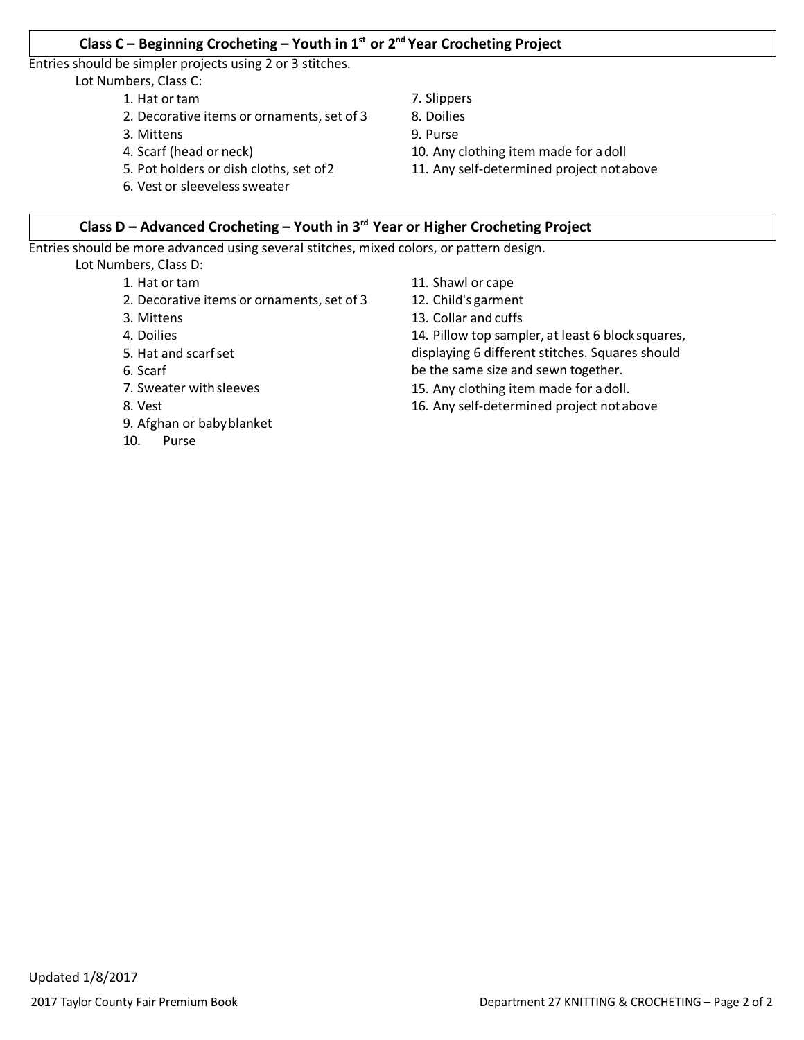## Class C – Beginning Crocheting – Youth in 1st or 2nd Year Crocheting Project

Entries should be simpler projects using 2 or 3 stitches.

Lot Numbers, Class C:

1. Hat or tam
2. Decorative items or ornaments, set of 3
3. Mittens
4. Scarf (head or neck)
5. Pot holders or dish cloths, set of 2
6. Vest or sleeveless sweater
7. Slippers
8. Doilies
9. Purse
10. Any clothing item made for a doll
11. Any self-determined project not above

## Class D – Advanced Crocheting – Youth in 3rd Year or Higher Crocheting Project

Entries should be more advanced using several stitches, mixed colors, or pattern design.

Lot Numbers, Class D:

1. Hat or tam
2. Decorative items or ornaments, set of 3
3. Mittens
4. Doilies
5. Hat and scarf set
6. Scarf
7. Sweater with sleeves
8. Vest
9. Afghan or baby blanket
10. Purse
11. Shawl or cape
12. Child's garment
13. Collar and cuffs
14. Pillow top sampler, at least 6 block squares, displaying 6 different stitches. Squares should be the same size and sewn together.
15. Any clothing item made for a doll.
16. Any self-determined project not above

Updated 1/8/2017